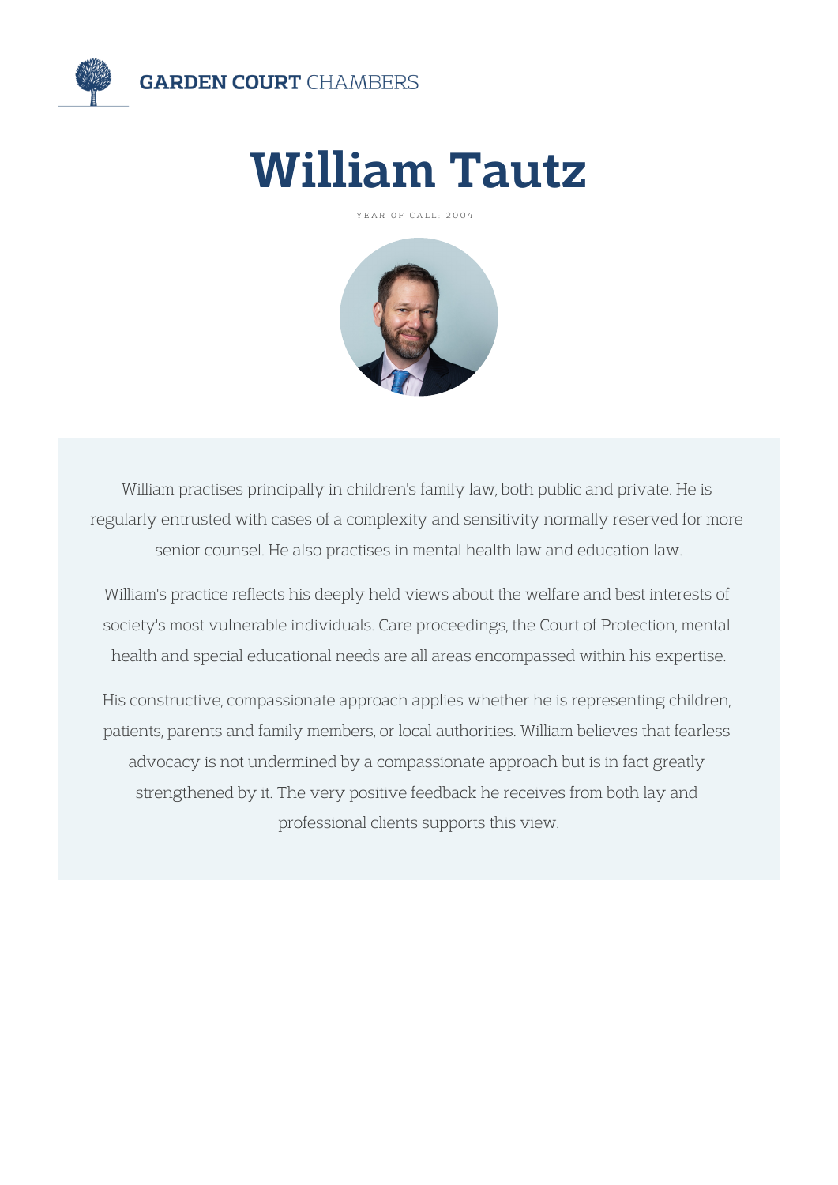GARDEN COURT CHAMBERS

# William Tautz

YEAR OF CALL: 2004

William practises principally in children's family law, both public and private. He is regularly entrusted with cases of a complexity and sensitivity normally reserved for more senior counsel. He also practises in mental health law and education law.

William's practice reflects his deeply held views about the welfare and best interests of society's most vulnerable individuals. Care proceedings, the Court of Protection, mental health and special educational needs are all areas encompassed within his expertise.

His constructive, compassionate approach applies whether he is representing children, patients, parents and family members, or local authorities. William believes that fearless advocacy is not undermined by a compassionate approach but is in fact greatly strengthened by it. The very positive feedback he receives from both lay and professional clients supports this view.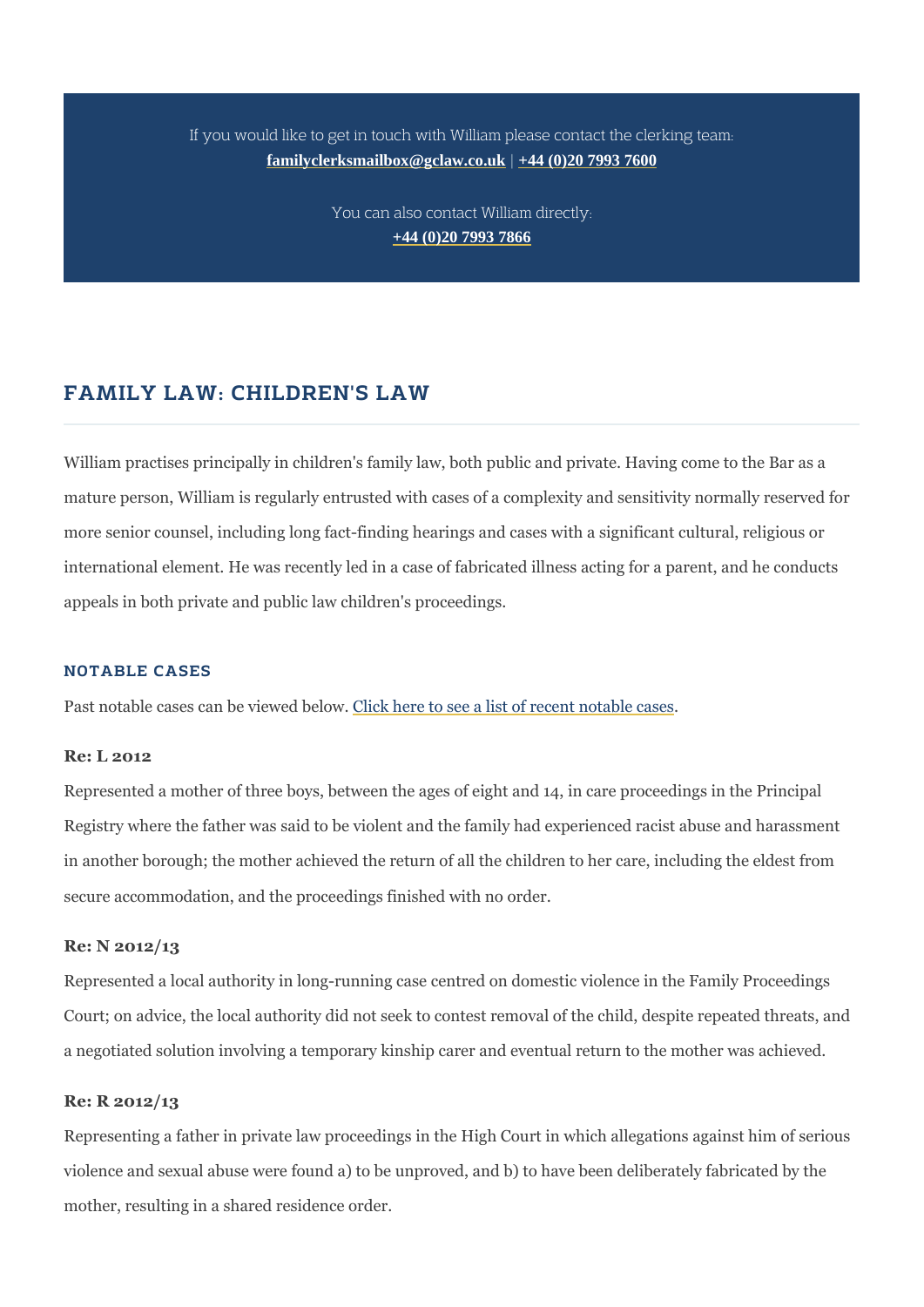If you would like to get in touch with William please contact the clerking team:
**familyclerksmailbox@gclaw.co.uk** | **+44 (0)20 7993 7600**

You can also contact William directly:
**+44 (0)20 7993 7866**

## FAMILY LAW: CHILDREN'S LAW

William practises principally in children's family law, both public and private. Having come to the Bar as a mature person, William is regularly entrusted with cases of a complexity and sensitivity normally reserved for more senior counsel, including long fact-finding hearings and cases with a significant cultural, religious or international element. He was recently led in a case of fabricated illness acting for a parent, and he conducts appeals in both private and public law children's proceedings.

### NOTABLE CASES

Past notable cases can be viewed below. Click here to see a list of recent notable cases.

**Re: L 2012**

Represented a mother of three boys, between the ages of eight and 14, in care proceedings in the Principal Registry where the father was said to be violent and the family had experienced racist abuse and harassment in another borough; the mother achieved the return of all the children to her care, including the eldest from secure accommodation, and the proceedings finished with no order.

**Re: N 2012/13**

Represented a local authority in long-running case centred on domestic violence in the Family Proceedings Court; on advice, the local authority did not seek to contest removal of the child, despite repeated threats, and a negotiated solution involving a temporary kinship carer and eventual return to the mother was achieved.

**Re: R 2012/13**

Representing a father in private law proceedings in the High Court in which allegations against him of serious violence and sexual abuse were found a) to be unproved, and b) to have been deliberately fabricated by the mother, resulting in a shared residence order.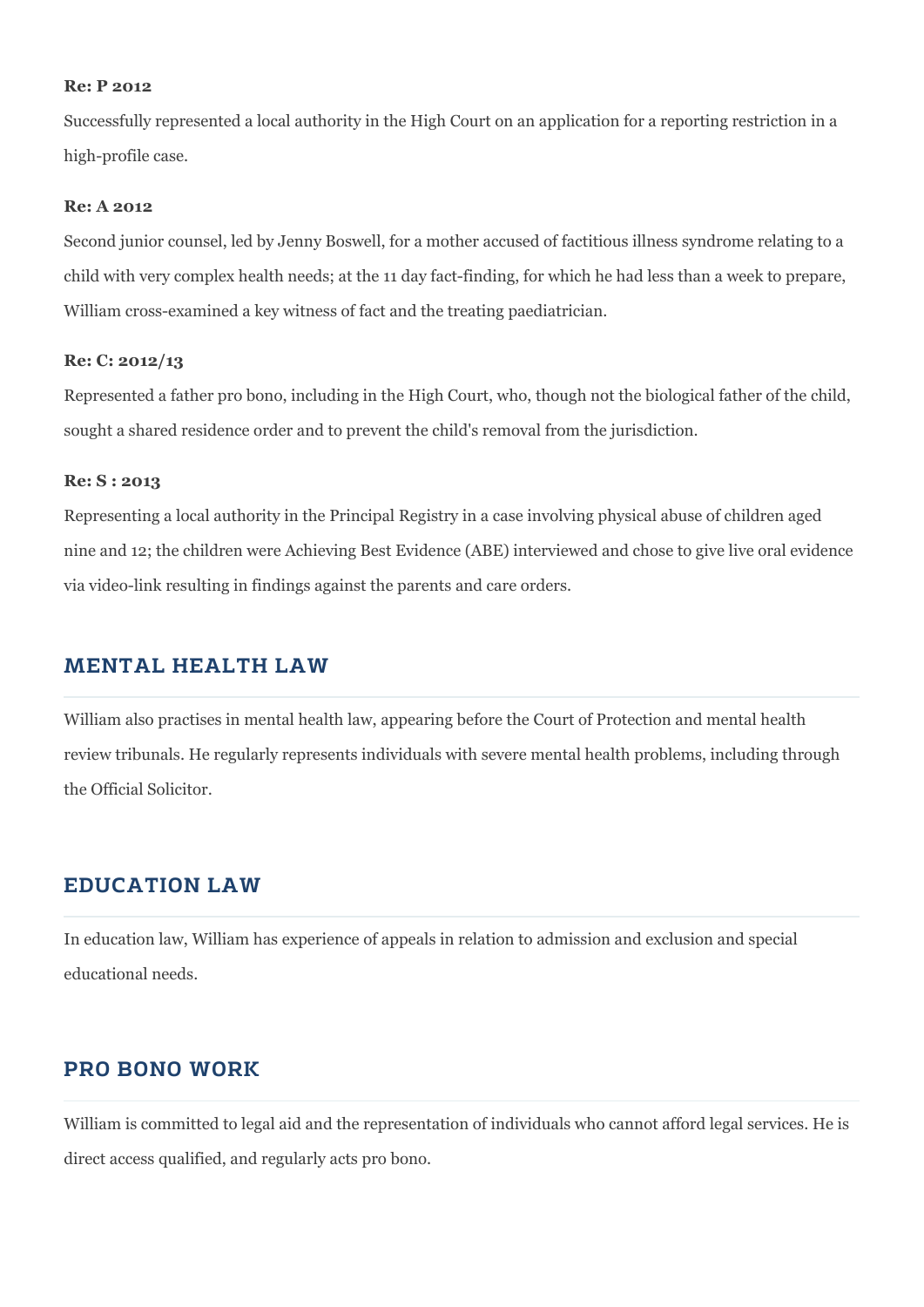**Re: P 2012**

Successfully represented a local authority in the High Court on an application for a reporting restriction in a high-profile case.

**Re: A 2012**

Second junior counsel, led by Jenny Boswell, for a mother accused of factitious illness syndrome relating to a child with very complex health needs; at the 11 day fact-finding, for which he had less than a week to prepare, William cross-examined a key witness of fact and the treating paediatrician.

**Re: C: 2012/13**

Represented a father pro bono, including in the High Court, who, though not the biological father of the child, sought a shared residence order and to prevent the child's removal from the jurisdiction.

**Re: S : 2013**

Representing a local authority in the Principal Registry in a case involving physical abuse of children aged nine and 12; the children were Achieving Best Evidence (ABE) interviewed and chose to give live oral evidence via video-link resulting in findings against the parents and care orders.

## MENTAL HEALTH LAW

William also practises in mental health law, appearing before the Court of Protection and mental health review tribunals. He regularly represents individuals with severe mental health problems, including through the Official Solicitor.

## EDUCATION LAW

In education law, William has experience of appeals in relation to admission and exclusion and special educational needs.

## PRO BONO WORK

William is committed to legal aid and the representation of individuals who cannot afford legal services. He is direct access qualified, and regularly acts pro bono.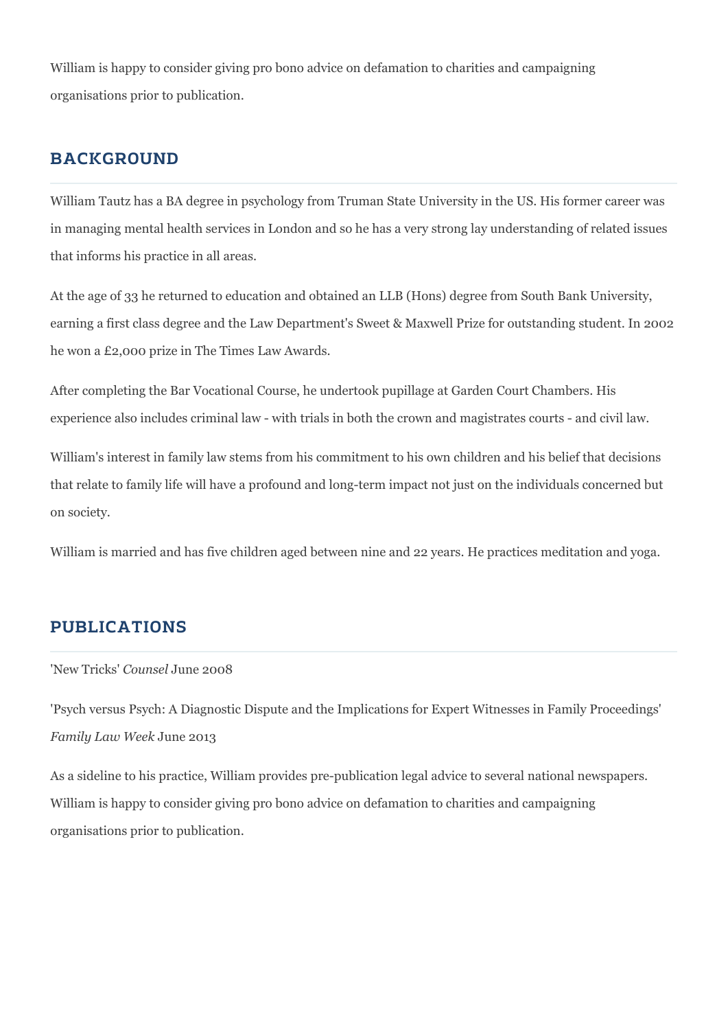William is happy to consider giving pro bono advice on defamation to charities and campaigning organisations prior to publication.

## BACKGROUND

William Tautz has a BA degree in psychology from Truman State University in the US. His former career was in managing mental health services in London and so he has a very strong lay understanding of related issues that informs his practice in all areas.

At the age of 33 he returned to education and obtained an LLB (Hons) degree from South Bank University, earning a first class degree and the Law Department's Sweet & Maxwell Prize for outstanding student. In 2002 he won a £2,000 prize in The Times Law Awards.

After completing the Bar Vocational Course, he undertook pupillage at Garden Court Chambers. His experience also includes criminal law - with trials in both the crown and magistrates courts - and civil law.

William's interest in family law stems from his commitment to his own children and his belief that decisions that relate to family life will have a profound and long-term impact not just on the individuals concerned but on society.

William is married and has five children aged between nine and 22 years. He practices meditation and yoga.

## PUBLICATIONS

'New Tricks' *Counsel* June 2008

'Psych versus Psych: A Diagnostic Dispute and the Implications for Expert Witnesses in Family Proceedings' *Family Law Week* June 2013

As a sideline to his practice, William provides pre-publication legal advice to several national newspapers. William is happy to consider giving pro bono advice on defamation to charities and campaigning organisations prior to publication.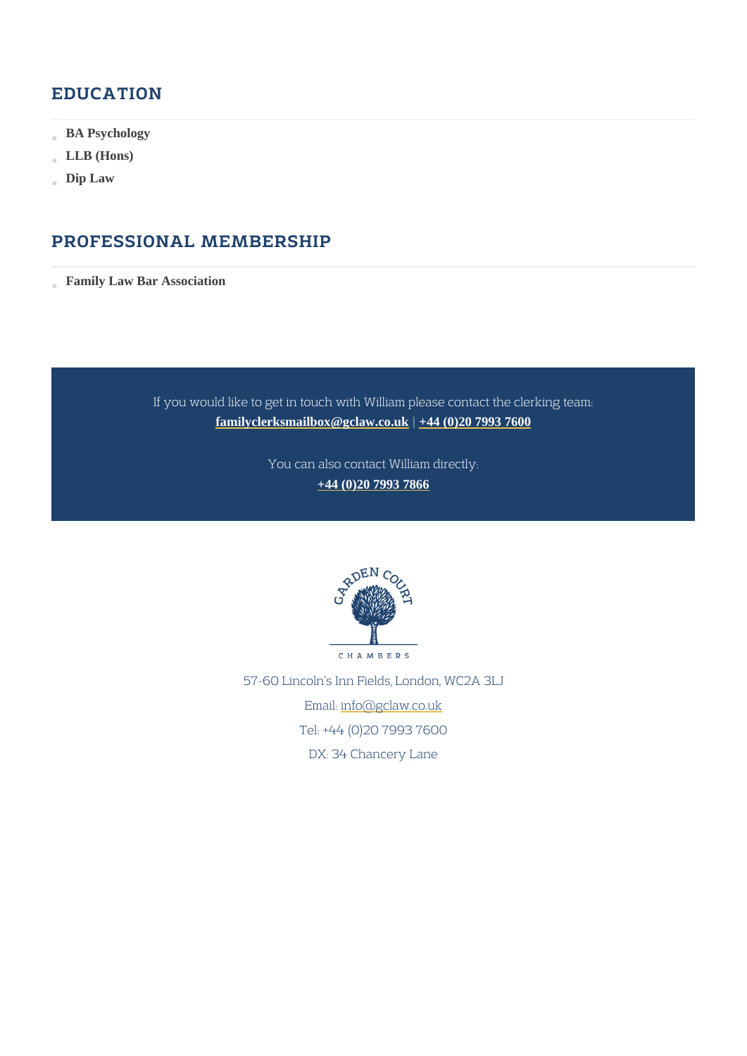## EDUCATION

- **BA Psychology**
- **LLB (Hons)**
- **Dip Law**

## PROFESSIONAL MEMBERSHIP

- **Family Law Bar Association**

If you would like to get in touch with William please contact the clerking team:
**familyclerksmailbox@gclaw.co.uk** | **+44 (0)20 7993 7600**

You can also contact William directly:
**+44 (0)20 7993 7866**

GARDEN COURT CHAMBERS

57-60 Lincoln's Inn Fields, London, WC2A 3LJ

Email: info@gclaw.co.uk

Tel: +44 (0)20 7993 7600

DX: 34 Chancery Lane